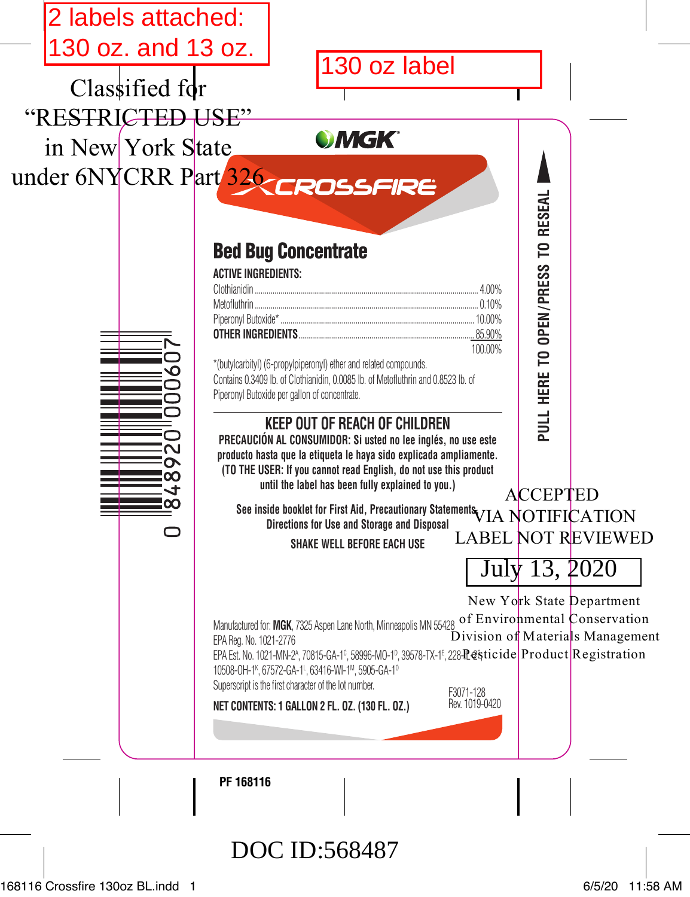2 labels attached: 130 oz. and 13 oz.

Classified for "RESTRICTED USE" in New York State under 6NYCRR Part 326

130 oz label

MGK

# CROSSFIRE

## Bed Bug Concentrate

**ACTIVE INGREDIENTS:**

| | |
|---|---|
| Clothianidin | 4.00% |
| Metofluthrin | 0.10% |
| Piperonyl Butoxide* | 10.00% |
| **OTHER INGREDIENTS** | 85.90% |
| | 100.00% |

*(butylcarbityl) (6-propylpiperonyl) ether and related compounds.

Contains 0.3409 lb. of Clothianidin, 0.0085 lb. of Metofluthrin and 0.8523 lb. of Piperonyl Butoxide per gallon of concentrate.

**KEEP OUT OF REACH OF CHILDREN**

**PRECAUCIÓN AL CONSUMIDOR: Si usted no lee inglés, no use este producto hasta que la etiqueta le haya sido explicada ampliamente. (TO THE USER: If you cannot read English, do not use this product until the label has been fully explained to you.)**

**See inside booklet for First Aid, Precautionary Statements, Directions for Use and Storage and Disposal**

**SHAKE WELL BEFORE EACH USE**

PULL HERE TO OPEN/PRESS TO RESEAL

ACCEPTED VIA NOTIFICATION LABEL NOT REVIEWED

July 13, 2020

New York State Department of Environmental Conservation Division of Materials Management Pesticide Product Registration

Manufactured for: **MGK**, 7325 Aspen Lane North, Minneapolis MN 55428

EPA Reg. No. 1021-2776

EPA Est. No. 1021-MN-2[A], 70815-GA-1[C], 58996-MO-1[D], 39578-TX-1[E], 228-IL-2[G], 10508-OH-1[K], 67572-GA-1[L], 63416-WI-1[M], 5905-GA-1[O]

Superscript is the first character of the lot number.

**NET CONTENTS: 1 GALLON 2 FL. OZ. (130 FL. OZ.)**

F3071-128
Rev. 1019-0420

0 848920 000607

**PF 168116**

DOC ID:568487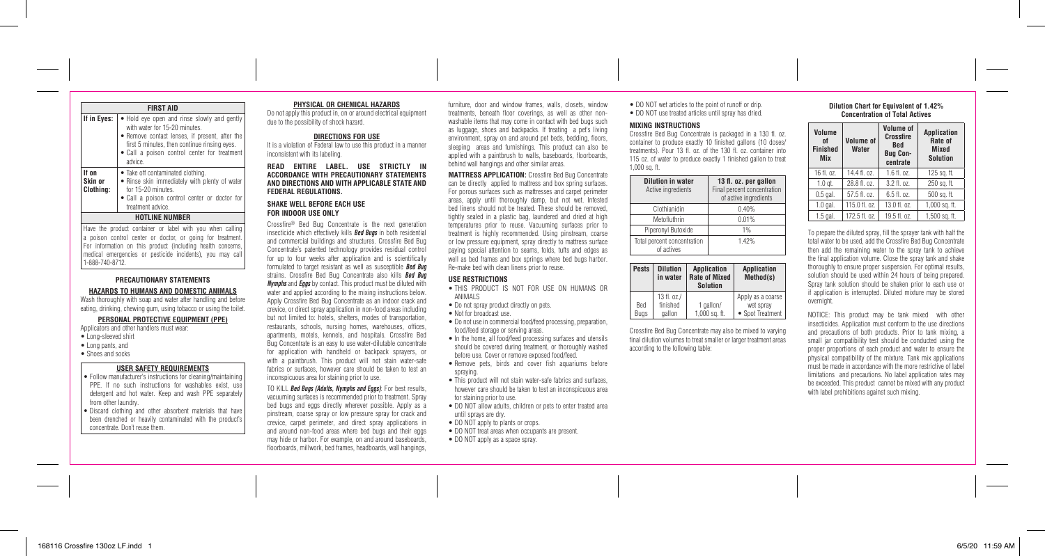| FIRST AID | |
|---|---|
| **If in Eyes:** | • Hold eye open and rinse slowly and gently with water for 15-20 minutes.<br>• Remove contact lenses, if present, after the first 5 minutes, then continue rinsing eyes.<br>• Call a poison control center for treatment advice. |
| **If on Skin or Clothing:** | • Take off contaminated clothing.<br>• Rinse skin immediately with plenty of water for 15-20 minutes.<br>• Call a poison control center or doctor for treatment advice. |

**HOTLINE NUMBER**

Have the product container or label with you when calling a poison control center or doctor, or going for treatment. For information on this product (including health concerns, medical emergencies or pesticide incidents), you may call 1-888-740-8712.

## PRECAUTIONARY STATEMENTS

### HAZARDS TO HUMANS AND DOMESTIC ANIMALS

Wash thoroughly with soap and water after handling and before eating, drinking, chewing gum, using tobacco or using the toilet.

### PERSONAL PROTECTIVE EQUIPMENT (PPE)

Applicators and other handlers must wear:
- Long-sleeved shirt
- Long pants, and
- Shoes and socks

### USER SAFETY REQUIREMENTS

- Follow manufacturer's instructions for cleaning/maintaining PPE. If no such instructions for washables exist, use detergent and hot water. Keep and wash PPE separately from other laundry.
- Discard clothing and other absorbent materials that have been drenched or heavily contaminated with the product's concentrate. Don't reuse them.

### PHYSICAL OR CHEMICAL HAZARDS

Do not apply this product in, on or around electrical equipment due to the possibility of shock hazard.

## DIRECTIONS FOR USE

It is a violation of Federal law to use this product in a manner inconsistent with its labeling.

**READ ENTIRE LABEL. USE STRICTLY IN ACCORDANCE WITH PRECAUTIONARY STATEMENTS AND DIRECTIONS AND WITH APPLICABLE STATE AND FEDERAL REGULATIONS.**

**SHAKE WELL BEFORE EACH USE**
**FOR INDOOR USE ONLY**

Crossfire® Bed Bug Concentrate is the next generation insecticide which effectively kills ***Bed Bugs*** in both residential and commercial buildings and structures. Crossfire Bed Bug Concentrate's patented technology provides residual control for up to four weeks after application and is scientifically formulated to target resistant as well as susceptible ***Bed Bug*** strains. Crossfire Bed Bug Concentrate also kills ***Bed Bug Nymphs*** and ***Eggs*** by contact. This product must be diluted with water and applied according to the mixing instructions below. Apply Crossfire Bed Bug Concentrate as an indoor crack and crevice, or direct spray application in non-food areas including but not limited to: hotels, shelters, modes of transportation, restaurants, schools, nursing homes, warehouses, offices, apartments, motels, kennels, and hospitals. Crossfire Bed Bug Concentrate is an easy to use water-dilutable concentrate for application with handheld or backpack sprayers, or with a paintbrush. This product will not stain water-safe fabrics or surfaces, however care should be taken to test an inconspicuous area for staining prior to use.

TO KILL ***Bed Bugs (Adults, Nymphs and Eggs)***: For best results, vacuuming surfaces is recommended prior to treatment. Spray bed bugs and eggs directly wherever possible. Apply as a pinstream, coarse spray or low pressure spray for crack and crevice, carpet perimeter, and direct spray applications in and around non-food areas where bed bugs and their eggs may hide or harbor. For example, on and around baseboards, floorboards, millwork, bed frames, headboards, wall hangings, furniture, door and window frames, walls, closets, window treatments, beneath floor coverings, as well as other non-washable items that may come in contact with bed bugs such as luggage, shoes and backpacks. If treating a pet's living environment, spray on and around pet beds, bedding, floors, sleeping areas and furnishings. This product can also be applied with a paintbrush to walls, baseboards, floorboards, behind wall hangings and other similar areas.

**MATTRESS APPLICATION:** Crossfire Bed Bug Concentrate can be directly applied to mattress and box spring surfaces. For porous surfaces such as mattresses and carpet perimeter areas, apply until thoroughly damp, but not wet. Infested bed linens should not be treated. These should be removed, tightly sealed in a plastic bag, laundered and dried at high temperatures prior to reuse. Vacuuming surfaces prior to treatment is highly recommended. Using pinstream, coarse or low pressure equipment, spray directly to mattress surface paying special attention to seams, folds, tufts and edges as well as bed frames and box springs where bed bugs harbor. Re-make bed with clean linens prior to reuse.

### USE RESTRICTIONS

- THIS PRODUCT IS NOT FOR USE ON HUMANS OR ANIMALS
- Do not spray product directly on pets.
- Not for broadcast use.
- Do not use in commercial food/feed processing, preparation, food/feed storage or serving areas.
- In the home, all food/feed processing surfaces and utensils should be covered during treatment, or thoroughly washed before use. Cover or remove exposed food/feed.
- Remove pets, birds and cover fish aquariums before spraying.
- This product will not stain water-safe fabrics and surfaces, however care should be taken to test an inconspicuous area for staining prior to use.
- DO NOT allow adults, children or pets to enter treated area until sprays are dry.
- DO NOT apply to plants or crops.
- DO NOT treat areas when occupants are present.
- DO NOT apply as a space spray.
- DO NOT wet articles to the point of runoff or drip.
- DO NOT use treated articles until spray has dried.

### MIXING INSTRUCTIONS

Crossfire Bed Bug Concentrate is packaged in a 130 fl. oz. container to produce exactly 10 finished gallons (10 doses/treatments). Pour 13 fl. oz. of the 130 fl. oz. container into 115 oz. of water to produce exactly 1 finished gallon to treat 1,000 sq. ft.

| Dilution in water<br>Active ingredients | 13 fl. oz. per gallon<br>Final percent concentration of active ingredients |
|---|---|
| Clothianidin | 0.40% |
| Metofluthrin | 0.01% |
| Piperonyl Butoxide | 1% |
| Total percent concentration of actives | 1.42% |

| Pests | Dilution in water | Application Rate of Mixed Solution | Application Method(s) |
|---|---|---|---|
| Bed Bugs | 13 fl. oz./ finished gallon | 1 gallon/ 1,000 sq. ft. | Apply as a coarse wet spray<br>• Spot Treatment |

Crossfire Bed Bug Concentrate may also be mixed to varying final dilution volumes to treat smaller or larger treatment areas according to the following table:

**Dilution Chart for Equivalent of 1.42% Concentration of Total Actives**

| Volume of Finished Mix | Volume of Water | Volume of Crossfire Bed Bug Concentrate | Application Rate of Mixed Solution |
|---|---|---|---|
| 16 fl. oz. | 14.4 fl. oz. | 1.6 fl. oz. | 125 sq. ft. |
| 1.0 qt. | 28.8 fl. oz. | 3.2 fl. oz. | 250 sq. ft. |
| 0.5 gal. | 57.5 fl. oz. | 6.5 fl. oz. | 500 sq. ft. |
| 1.0 gal. | 115.0 fl. oz. | 13.0 fl. oz. | 1,000 sq. ft. |
| 1.5 gal. | 172.5 fl. oz. | 19.5 fl. oz. | 1,500 sq. ft. |

To prepare the diluted spray, fill the sprayer tank with half the total water to be used, add the Crossfire Bed Bug Concentrate then add the remaining water to the spray tank to achieve the final application volume. Close the spray tank and shake thoroughly to ensure proper suspension. For optimal results, solution should be used within 24 hours of being prepared. Spray tank solution should be shaken prior to each use or if application is interrupted. Diluted mixture may be stored overnight.

NOTICE: This product may be tank mixed with other insecticides. Application must conform to the use directions and precautions of both products. Prior to tank mixing, a small jar compatibility test should be conducted using the proper proportions of each product and water to ensure the physical compatibility of the mixture. Tank mix applications must be made in accordance with the more restrictive of label limitations and precautions. No label application rates may be exceeded. This product cannot be mixed with any product with label prohibitions against such mixing.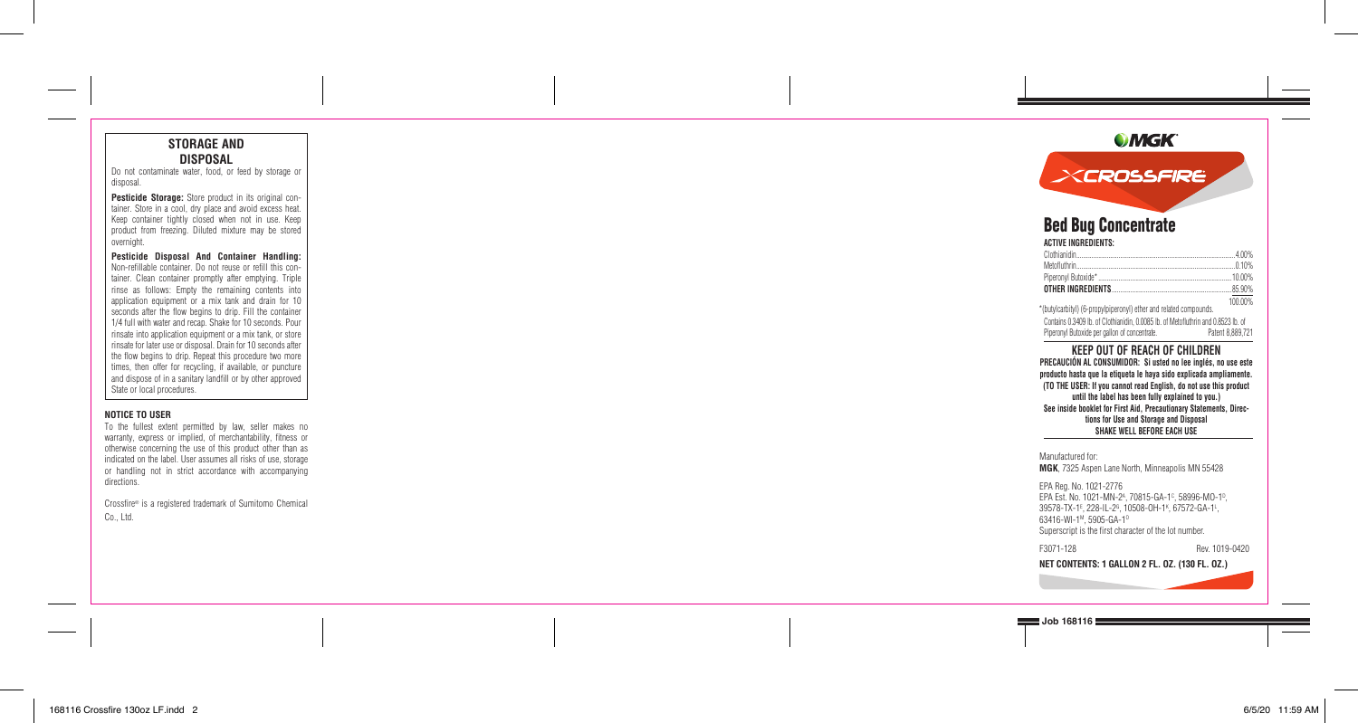## STORAGE AND DISPOSAL

Do not contaminate water, food, or feed by storage or disposal.

**Pesticide Storage:** Store product in its original container. Store in a cool, dry place and avoid excess heat. Keep container tightly closed when not in use. Keep product from freezing. Diluted mixture may be stored overnight.

**Pesticide Disposal And Container Handling:** Non-refillable container. Do not reuse or refill this container. Clean container promptly after emptying. Triple rinse as follows: Empty the remaining contents into application equipment or a mix tank and drain for 10 seconds after the flow begins to drip. Fill the container 1/4 full with water and recap. Shake for 10 seconds. Pour rinsate into application equipment or a mix tank, or store rinsate for later use or disposal. Drain for 10 seconds after the flow begins to drip. Repeat this procedure two more times, then offer for recycling, if available, or puncture and dispose of in a sanitary landfill or by other approved State or local procedures.

**NOTICE TO USER**

To the fullest extent permitted by law, seller makes no warranty, express or implied, of merchantability, fitness or otherwise concerning the use of this product other than as indicated on the label. User assumes all risks of use, storage or handling not in strict accordance with accompanying directions.

Crossfire® is a registered trademark of Sumitomo Chemical Co., Ltd.

MGK

XCROSSFIRE

# Bed Bug Concentrate

**ACTIVE INGREDIENTS:**

| | |
|---|---|
| Clothianidin | 4.00% |
| Metofluthrin | 0.10% |
| Piperonyl Butoxide* | 10.00% |
| **OTHER INGREDIENTS** | 85.90% |
| | 100.00% |

*(butylcarbityl) (6-propylpiperonyl) ether and related compounds.

Contains 0.3409 lb. of Clothianidin, 0.0085 lb. of Metofluthrin and 0.8523 lb. of Piperonyl Butoxide per gallon of concentrate. Patent 8,889,721

## KEEP OUT OF REACH OF CHILDREN

**PRECAUCIÓN AL CONSUMIDOR: Si usted no lee inglés, no use este producto hasta que la etiqueta le haya sido explicada ampliamente. (TO THE USER: If you cannot read English, do not use this product until the label has been fully explained to you.)**

**See inside booklet for First Aid, Precautionary Statements, Directions for Use and Storage and Disposal**

**SHAKE WELL BEFORE EACH USE**

Manufactured for:
**MGK**, 7325 Aspen Lane North, Minneapolis MN 55428

EPA Reg. No. 1021-2776
EPA Est. No. 1021-MN-2[A], 70815-GA-1[C], 58996-MO-1[D], 39578-TX-1[E], 228-IL-2[G], 10508-OH-1[K], 67572-GA-1[L], 63416-WI-1[M], 5905-GA-1[O]
Superscript is the first character of the lot number.

F3071-128 Rev. 1019-0420

**NET CONTENTS: 1 GALLON 2 FL. OZ. (130 FL. OZ.)**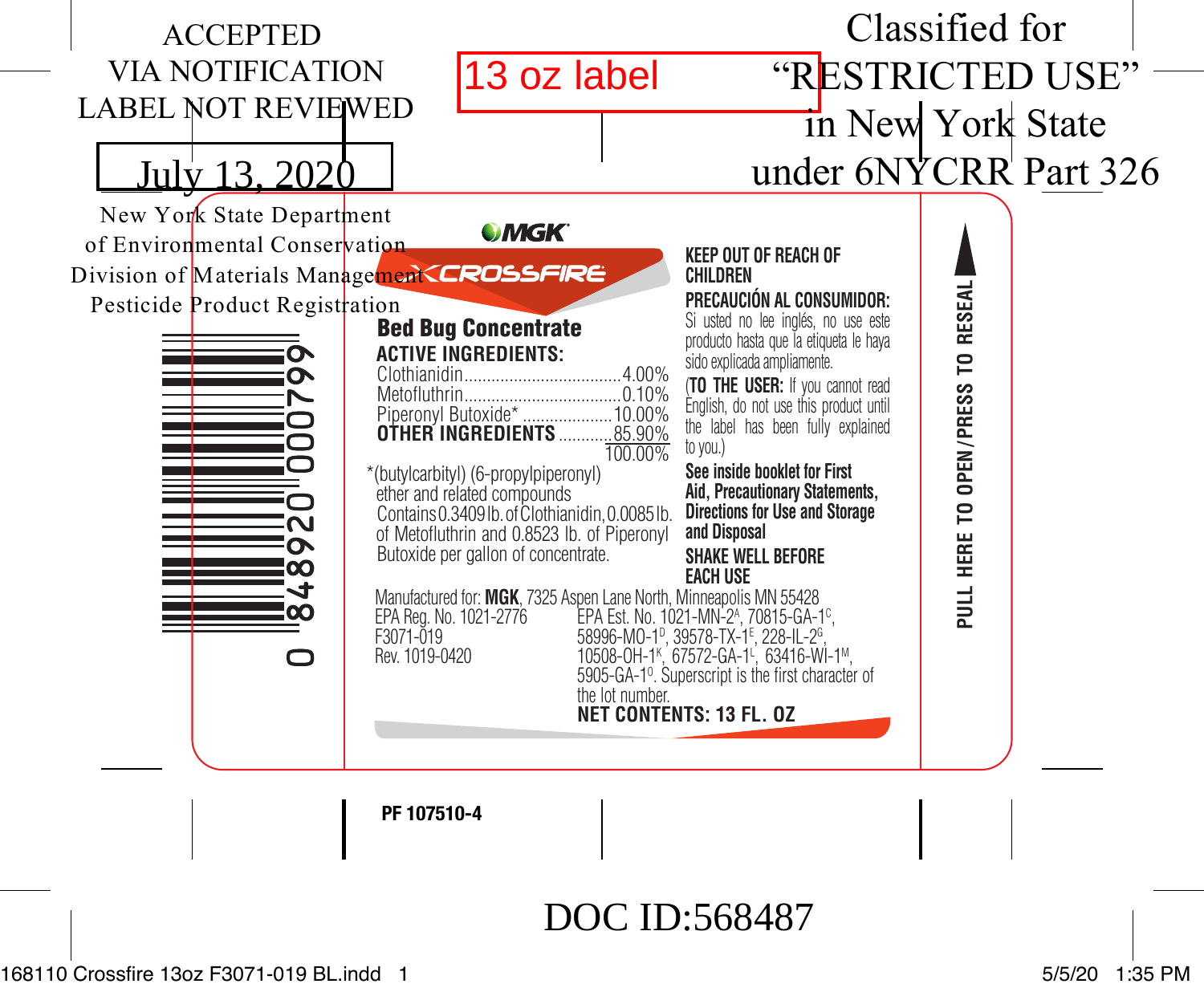ACCEPTED
VIA NOTIFICATION
LABEL NOT REVIEWED

July 13, 2020

New York State Department
of Environmental Conservation
Division of Materials Management
Pesticide Product Registration

13 oz label

Classified for
"RESTRICTED USE"
in New York State
under 6NYCRR Part 326

0 848920 000799

MGK

CROSSFIRE

## Bed Bug Concentrate

**ACTIVE INGREDIENTS:**

| | |
|---|---|
| Clothianidin | 4.00% |
| Metofluthrin | 0.10% |
| Piperonyl Butoxide* | 10.00% |
| **OTHER INGREDIENTS** | 85.90% |
| | 100.00% |

*(butylcarbityl) (6-propylpiperonyl) ether and related compounds

Contains 0.3409 lb. of Clothianidin, 0.0085 lb. of Metofluthrin and 0.8523 lb. of Piperonyl Butoxide per gallon of concentrate.

**KEEP OUT OF REACH OF CHILDREN**

**PRECAUCIÓN AL CONSUMIDOR:** Si usted no lee inglés, no use este producto hasta que la etiqueta le haya sido explicada ampliamente.

(**TO THE USER:** If you cannot read English, do not use this product until the label has been fully explained to you.)

**See inside booklet for First Aid, Precautionary Statements, Directions for Use and Storage and Disposal**

**SHAKE WELL BEFORE EACH USE**

Manufactured for: **MGK**, 7325 Aspen Lane North, Minneapolis MN 55428

EPA Reg. No. 1021-2776
F3071-019
Rev. 1019-0420

EPA Est. No. 1021-MN-2[A], 70815-GA-1[C], 58996-MO-1[D], 39578-TX-1[E], 228-IL-2[G], 10508-OH-1[K], 67572-GA-1[L], 63416-WI-1[M], 5905-GA-1[O]. Superscript is the first character of the lot number.

**NET CONTENTS: 13 FL. OZ**

**PULL HERE TO OPEN/PRESS TO RESEAL**

**PF 107510-4**

DOC ID:568487

168110 Crossfire 13oz F3071-019 BL.indd 1 5/5/20 1:35 PM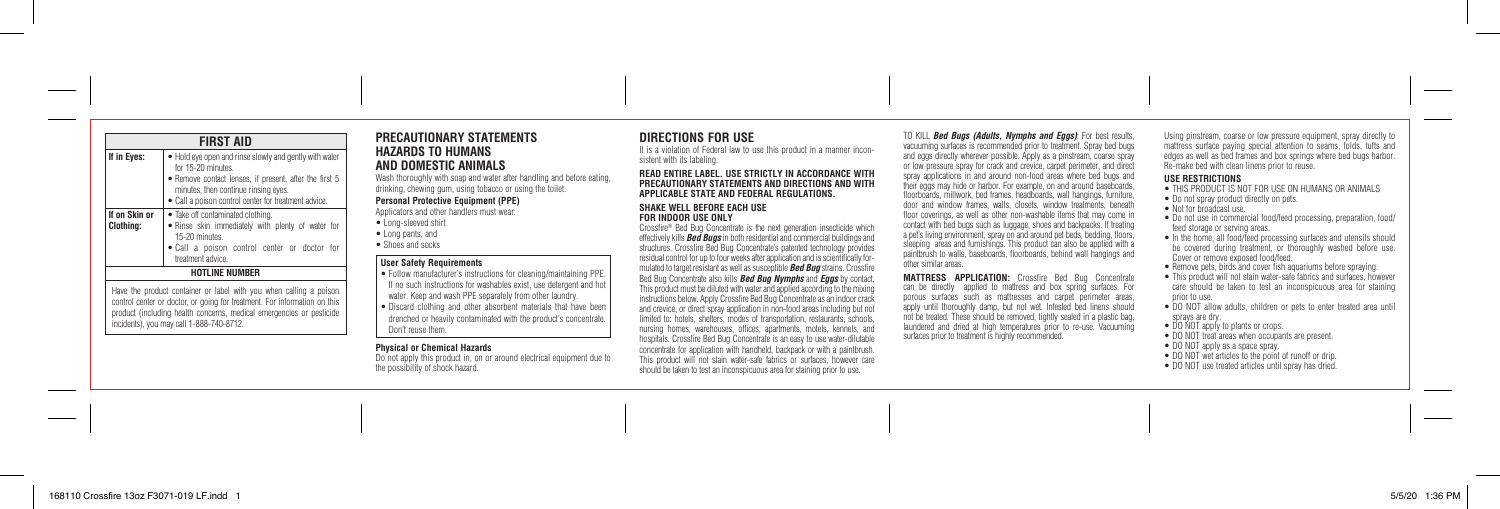## FIRST AID

| | |
|---|---|
| **If in Eyes:** | • Hold eye open and rinse slowly and gently with water for 15-20 minutes.<br>• Remove contact lenses, if present, after the first 5 minutes, then continue rinsing eyes.<br>• Call a poison control center for treatment advice. |
| **If on Skin or Clothing:** | • Take off contaminated clothing.<br>• Rinse skin immediately with plenty of water for 15-20 minutes.<br>• Call a poison control center or doctor for treatment advice. |

**HOTLINE NUMBER**

Have the product container or label with you when calling a poison control center or doctor, or going for treatment. For information on this product (including health concerns, medical emergencies or pesticide incidents), you may call 1-888-740-8712.

## PRECAUTIONARY STATEMENTS HAZARDS TO HUMANS AND DOMESTIC ANIMALS

Wash thoroughly with soap and water after handling and before eating, drinking, chewing gum, using tobacco or using the toilet.

**Personal Protective Equipment (PPE)**

Applicators and other handlers must wear:

- Long-sleeved shirt
- Long pants, and
- Shoes and socks

**User Safety Requirements**

- Follow manufacturer's instructions for cleaning/maintaining PPE. If no such instructions for washables exist, use detergent and hot water. Keep and wash PPE separately from other laundry.
- Discard clothing and other absorbent materials that have been drenched or heavily contaminated with the product's concentrate. Don't reuse them.

**Physical or Chemical Hazards**

Do not apply this product in, on or around electrical equipment due to the possibility of shock hazard.

## DIRECTIONS FOR USE

It is a violation of Federal law to use this product in a manner inconsistent with its labeling.

**READ ENTIRE LABEL. USE STRICTLY IN ACCORDANCE WITH PRECAUTIONARY STATEMENTS AND DIRECTIONS AND WITH APPLICABLE STATE AND FEDERAL REGULATIONS.**

**SHAKE WELL BEFORE EACH USE FOR INDOOR USE ONLY**

Crossfire® Bed Bug Concentrate is the next generation insecticide which effectively kills ***Bed Bugs*** in both residential and commercial buildings and structures. Crossfire Bed Bug Concentrate's patented technology provides residual control for up to four weeks after application and is scientifically formulated to target resistant as well as susceptible ***Bed Bug*** strains. Crossfire Bed Bug Concentrate also kills ***Bed Bug Nymphs*** and ***Eggs*** by contact. This product must be diluted with water and applied according to the mixing instructions below. Apply Crossfire Bed Bug Concentrate as an indoor crack and crevice, or direct spray application in non-food areas including but not limited to: hotels, shelters, modes of transportation, restaurants, schools, nursing homes, warehouses, offices, apartments, motels, kennels, and hospitals. Crossfire Bed Bug Concentrate is an easy to use water-dilutable concentrate for application with handheld, backpack or with a paintbrush. This product will not stain water-safe fabrics or surfaces, however care should be taken to test an inconspicuous area for staining prior to use.

TO KILL ***Bed Bugs (Adults, Nymphs and Eggs)***: For best results, vacuuming surfaces is recommended prior to treatment. Spray bed bugs and eggs directly wherever possible. Apply as a pinstream, coarse spray or low pressure spray for crack and crevice, carpet perimeter, and direct spray applications in and around non-food areas where bed bugs and their eggs may hide or harbor. For example, on and around baseboards, floorboards, millwork, bed frames, headboards, wall hangings, furniture, door and window frames, walls, closets, window treatments, beneath floor coverings, as well as other non-washable items that may come in contact with bed bugs such as luggage, shoes and backpacks. If treating a pet's living environment, spray on and around pet beds, bedding, floors, sleeping areas and furnishings. This product can also be applied with a paintbrush to walls, baseboards, floorboards, behind wall hangings and other similar areas.

**MATTRESS APPLICATION:** Crossfire Bed Bug Concentrate can be directly applied to mattress and box spring surfaces. For porous surfaces such as mattresses and carpet perimeter areas, apply until thoroughly damp, but not wet. Infested bed linens should not be treated. These should be removed, tightly sealed in a plastic bag, laundered and dried at high temperatures prior to re-use. Vacuuming surfaces prior to treatment is highly recommended.

Using pinstream, coarse or low pressure equipment, spray directly to mattress surface paying special attention to seams, folds, tufts and edges as well as bed frames and box springs where bed bugs harbor. Re-make bed with clean linens prior to reuse.

**USE RESTRICTIONS**

- THIS PRODUCT IS NOT FOR USE ON HUMANS OR ANIMALS
- Do not spray product directly on pets.
- Not for broadcast use.
- Do not use in commercial food/feed processing, preparation, food/feed storage or serving areas.
- In the home, all food/feed processing surfaces and utensils should be covered during treatment, or thoroughly washed before use. Cover or remove exposed food/feed.
- Remove pets, birds and cover fish aquariums before spraying.
- This product will not stain water-safe fabrics and surfaces, however care should be taken to test an inconspicuous area for staining prior to use.
- DO NOT allow adults, children or pets to enter treated area until sprays are dry.
- DO NOT apply to plants or crops.
- DO NOT treat areas when occupants are present.
- DO NOT apply as a space spray.
- DO NOT wet articles to the point of runoff or drip.
- DO NOT use treated articles until spray has dried.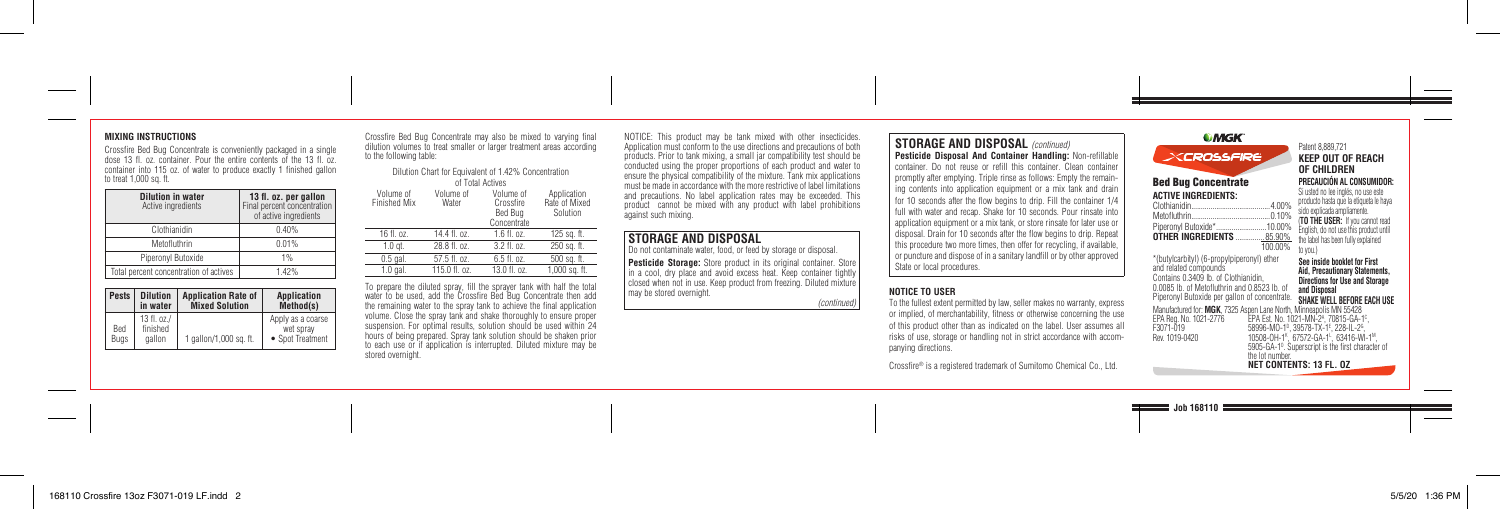## MIXING INSTRUCTIONS

Crossfire Bed Bug Concentrate is conveniently packaged in a single dose 13 fl. oz. container. Pour the entire contents of the 13 fl. oz. container into 115 oz. of water to produce exactly 1 finished gallon to treat 1,000 sq. ft.

| Dilution in water<br>Active ingredients | 13 fl. oz. per gallon<br>Final percent concentration of active ingredients |
|---|---|
| Clothianidin | 0.40% |
| Metofluthrin | 0.01% |
| Piperonyl Butoxide | 1% |
| Total percent concentration of actives | 1.42% |

| Pests | Dilution in water | Application Rate of Mixed Solution | Application Method(s) |
|---|---|---|---|
| Bed Bugs | 13 fl. oz./ finished gallon | 1 gallon/1,000 sq. ft. | Apply as a coarse wet spray<br>• Spot Treatment |

Crossfire Bed Bug Concentrate may also be mixed to varying final dilution volumes to treat smaller or larger treatment areas according to the following table:

Dilution Chart for Equivalent of 1.42% Concentration of Total Actives

| Volume of Finished Mix | Volume of Water | Volume of Crossfire Bed Bug Concentrate | Application Rate of Mixed Solution |
|---|---|---|---|
| 16 fl. oz. | 14.4 fl. oz. | 1.6 fl. oz. | 125 sq. ft. |
| 1.0 qt. | 28.8 fl. oz. | 3.2 fl. oz. | 250 sq. ft. |
| 0.5 gal. | 57.5 fl. oz. | 6.5 fl. oz. | 500 sq. ft. |
| 1.0 gal. | 115.0 fl. oz. | 13.0 fl. oz. | 1,000 sq. ft. |

To prepare the diluted spray, fill the sprayer tank with half the total water to be used, add the Crossfire Bed Bug Concentrate then add the remaining water to the spray tank to achieve the final application volume. Close the spray tank and shake thoroughly to ensure proper suspension. For optimal results, solution should be used within 24 hours of being prepared. Spray tank solution should be shaken prior to each use or if application is interrupted. Diluted mixture may be stored overnight.

NOTICE: This product may be tank mixed with other insecticides. Application must conform to the use directions and precautions of both products. Prior to tank mixing, a small jar compatibility test should be conducted using the proper proportions of each product and water to ensure the physical compatibility of the mixture. Tank mix applications must be made in accordance with the more restrictive of label limitations and precautions. No label application rates may be exceeded. This product cannot be mixed with any product with label prohibitions against such mixing.

## STORAGE AND DISPOSAL

Do not contaminate water, food, or feed by storage or disposal.

**Pesticide Storage:** Store product in its original container. Store in a cool, dry place and avoid excess heat. Keep container tightly closed when not in use. Keep product from freezing. Diluted mixture may be stored overnight.

*(continued)*

## STORAGE AND DISPOSAL *(continued)*

**Pesticide Disposal And Container Handling:** Non-refillable container. Do not reuse or refill this container. Clean container promptly after emptying. Triple rinse as follows: Empty the remaining contents into application equipment or a mix tank and drain for 10 seconds after the flow begins to drip. Fill the container 1/4 full with water and recap. Shake for 10 seconds. Pour rinsate into application equipment or a mix tank, or store rinsate for later use or disposal. Drain for 10 seconds after the flow begins to drip. Repeat this procedure two more times, then offer for recycling, if available, or puncture and dispose of in a sanitary landfill or by other approved State or local procedures.

### NOTICE TO USER

To the fullest extent permitted by law, seller makes no warranty, express or implied, of merchantability, fitness or otherwise concerning the use of this product other than as indicated on the label. User assumes all risks of use, storage or handling not in strict accordance with accompanying directions.

Crossfire® is a registered trademark of Sumitomo Chemical Co., Ltd.

MGK

CROSSFIRE

## Bed Bug Concentrate

**ACTIVE INGREDIENTS:**

| | |
|---|---|
| Clothianidin | 4.00% |
| Metofluthrin | 0.10% |
| Piperonyl Butoxide* | 10.00% |
| **OTHER INGREDIENTS** | 85.90% |
| | 100.00% |

*(butylcarbityl) (6-propylpiperonyl) ether and related compounds

Contains 0.3409 lb. of Clothianidin, 0.0085 lb. of Metofluthrin and 0.8523 lb. of Piperonyl Butoxide per gallon of concentrate.

Patent 8,889,721

**KEEP OUT OF REACH OF CHILDREN**

**PRECAUCIÓN AL CONSUMIDOR:** Si usted no lee inglés, no use este producto hasta que la etiqueta le haya sido explicada ampliamente.
(**TO THE USER:** If you cannot read English, do not use this product until the label has been fully explained to you.)

**See inside booklet for First Aid, Precautionary Statements, Directions for Use and Storage and Disposal**

**SHAKE WELL BEFORE EACH USE**

Manufactured for: **MGK**, 7325 Aspen Lane North, Minneapolis MN 55428
EPA Reg. No. 1021-2776
F3071-019
Rev. 1019-0420

EPA Est. No. 1021-MN-2[a], 70815-GA-1[c], 58996-MO-1[d], 39578-TX-1[e], 228-IL-2[g], 10508-OH-1[h], 67572-GA-1[i], 63416-WI-1[M], 5905-GA-1[S]. Superscript is the first character of the lot number.

**NET CONTENTS: 13 FL. OZ**

Job 168110